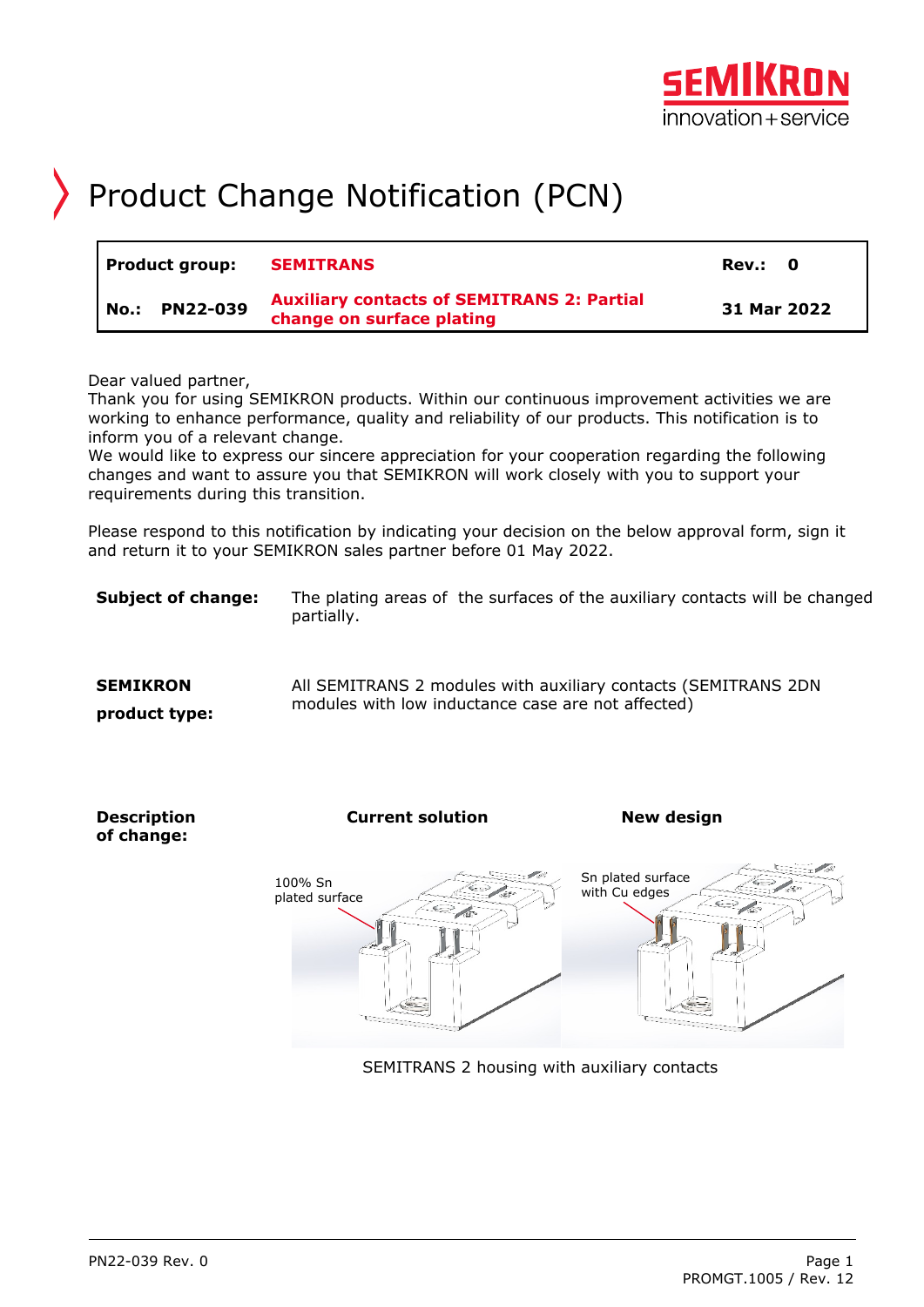# Product Change Notification (PCN)

| Product group: | SEMITRANS | Rev.: 0 |
| --- | --- | --- |
| No.: PN22-039 | Auxiliary contacts of SEMITRANS 2: Partial change on surface plating | 31 Mar 2022 |

Dear valued partner,
Thank you for using SEMIKRON products. Within our continuous improvement activities we are working to enhance performance, quality and reliability of our products. This notification is to inform you of a relevant change.
We would like to express our sincere appreciation for your cooperation regarding the following changes and want to assure you that SEMIKRON will work closely with you to support your requirements during this transition.

Please respond to this notification by indicating your decision on the below approval form, sign it and return it to your SEMIKRON sales partner before 01 May 2022.

**Subject of change:** The plating areas of the surfaces of the auxiliary contacts will be changed partially.

**SEMIKRON product type:** All SEMITRANS 2 modules with auxiliary contacts (SEMITRANS 2DN modules with low inductance case are not affected)

**Description of change:**

| Current solution | New design |
| --- | --- |
| 100% Sn plated surface | Sn plated surface with Cu edges |

SEMITRANS 2 housing with auxiliary contacts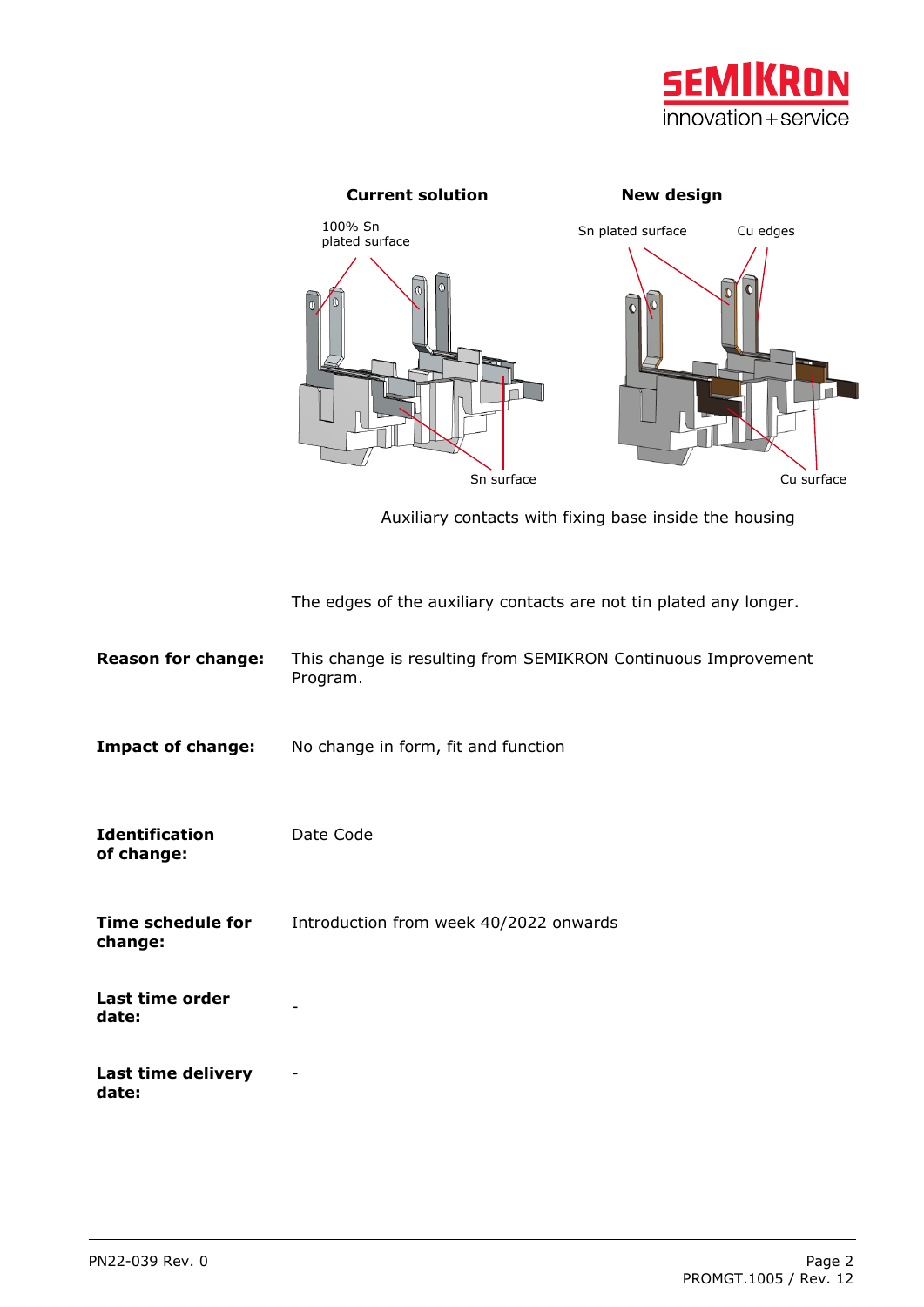**Current solution** | **New design**

100% Sn plated surface | Sn plated surface | Cu edges

Sn surface | Cu surface

Auxiliary contacts with fixing base inside the housing

The edges of the auxiliary contacts are not tin plated any longer.

**Reason for change:** This change is resulting from SEMIKRON Continuous Improvement Program.

**Impact of change:** No change in form, fit and function

**Identification of change:** Date Code

**Time schedule for change:** Introduction from week 40/2022 onwards

**Last time order date:** -

**Last time delivery date:** -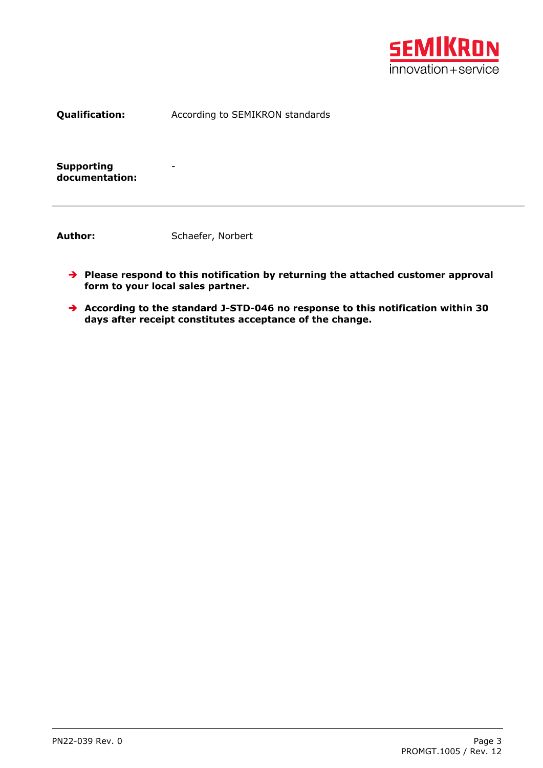**Qualification:** According to SEMIKRON standards

**Supporting documentation:** -

---

**Author:** Schaefer, Norbert

- ➔ **Please respond to this notification by returning the attached customer approval form to your local sales partner.**
- ➔ **According to the standard J-STD-046 no response to this notification within 30 days after receipt constitutes acceptance of the change.**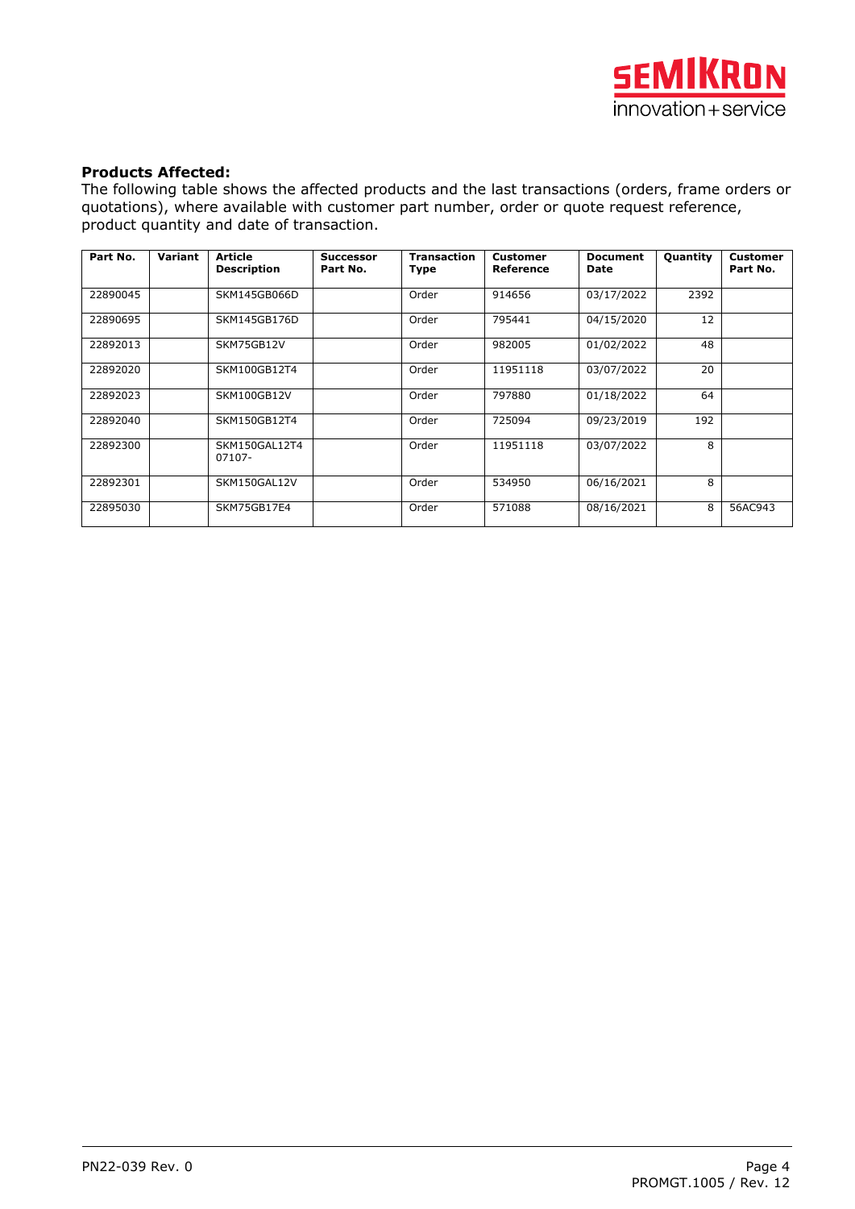**Products Affected:**

The following table shows the affected products and the last transactions (orders, frame orders or quotations), where available with customer part number, order or quote request reference, product quantity and date of transaction.

| Part No. | Variant | Article Description | Successor Part No. | Transaction Type | Customer Reference | Document Date | Quantity | Customer Part No. |
|---|---|---|---|---|---|---|---|---|
| 22890045 | | SKM145GB066D | | Order | 914656 | 03/17/2022 | 2392 | |
| 22890695 | | SKM145GB176D | | Order | 795441 | 04/15/2020 | 12 | |
| 22892013 | | SKM75GB12V | | Order | 982005 | 01/02/2022 | 48 | |
| 22892020 | | SKM100GB12T4 | | Order | 11951118 | 03/07/2022 | 20 | |
| 22892023 | | SKM100GB12V | | Order | 797880 | 01/18/2022 | 64 | |
| 22892040 | | SKM150GB12T4 | | Order | 725094 | 09/23/2019 | 192 | |
| 22892300 | | SKM150GAL12T4 07107- | | Order | 11951118 | 03/07/2022 | 8 | |
| 22892301 | | SKM150GAL12V | | Order | 534950 | 06/16/2021 | 8 | |
| 22895030 | | SKM75GB17E4 | | Order | 571088 | 08/16/2021 | 8 | 56AC943 |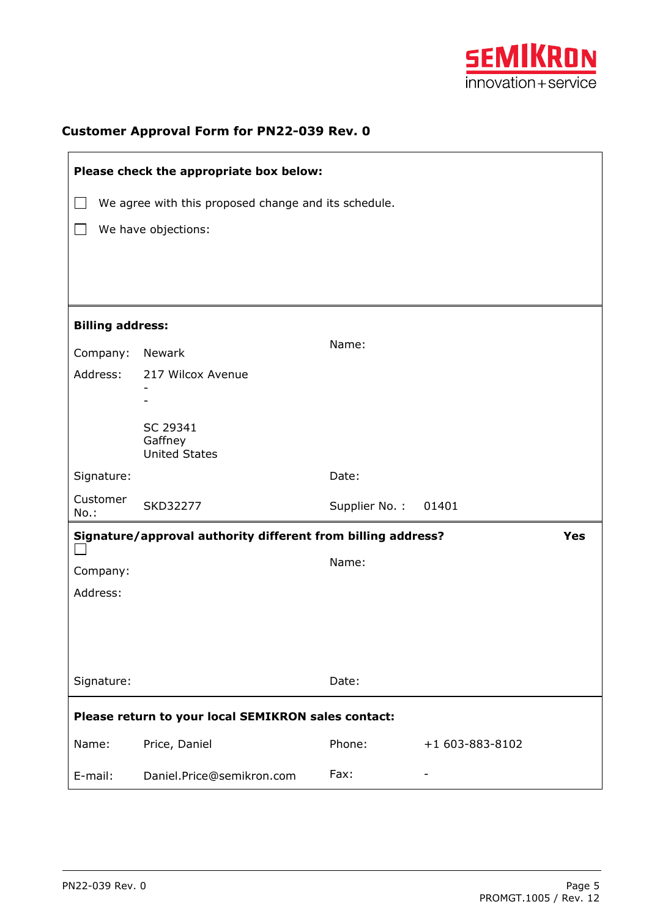SEMIKRON
innovation+service

## Customer Approval Form for PN22-039 Rev. 0

**Please check the appropriate box below:**

☐ We agree with this proposed change and its schedule.

☐ We have objections:

**Billing address:**

| | | | |
|---|---|---|---|
| Company: | Newark | Name: | |
| Address: | 217 Wilcox Avenue<br>-<br>-<br><br>SC 29341<br>Gaffney<br>United States | | |
| Signature: | | Date: | |
| Customer No.: | SKD32277 | Supplier No. : | 01401 |

**Signature/approval authority different from billing address?** **Yes** ☐

| | | | |
|---|---|---|---|
| Company: | | Name: | |
| Address: | | | |
| Signature: | | Date: | |

**Please return to your local SEMIKRON sales contact:**

| | | | |
|---|---|---|---|
| Name: | Price, Daniel | Phone: | +1 603-883-8102 |
| E-mail: | Daniel.Price@semikron.com | Fax: | - |

PN22-039 Rev. 0

PROMGT.1005 / Rev. 12